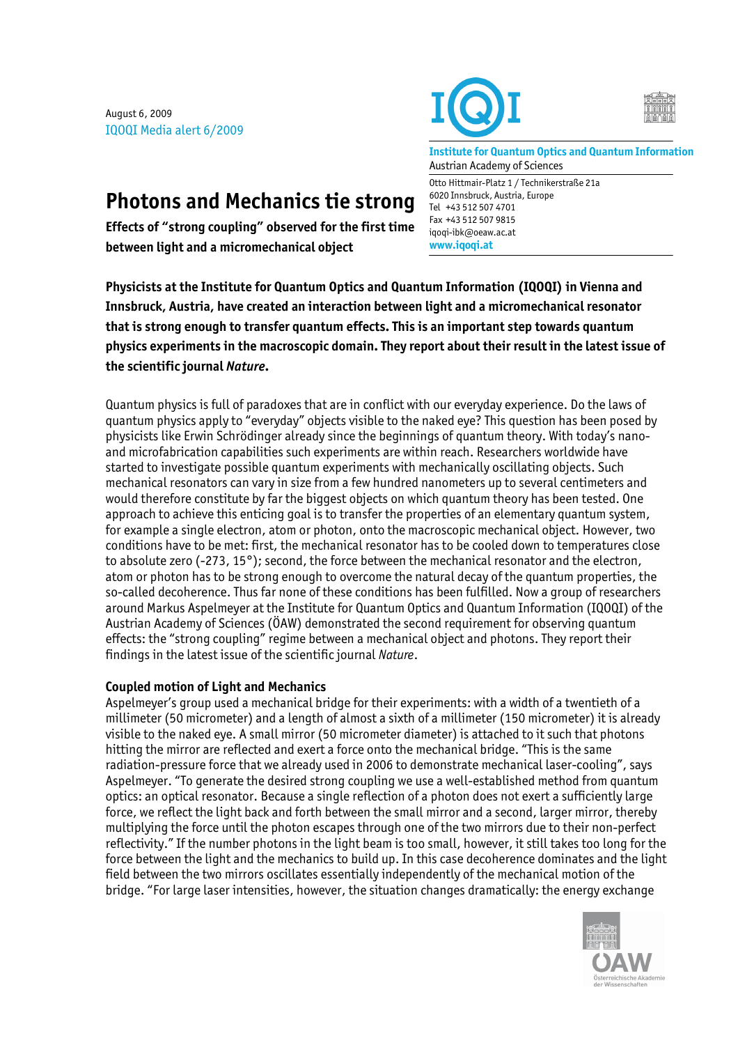August 6, 2009
IQOQI Media alert 6/2009

**Institute for Quantum Optics and Quantum Information**
Austrian Academy of Sciences

Otto Hittmair-Platz 1 / Technikerstraße 21a
6020 Innsbruck, Austria, Europe
Tel +43 512 507 4701
Fax +43 512 507 9815
iqoqi-ibk@oeaw.ac.at
www.iqoqi.at

# Photons and Mechanics tie strong

**Effects of "strong coupling" observed for the first time between light and a micromechanical object**

**Physicists at the Institute for Quantum Optics and Quantum Information (IQOQI) in Vienna and Innsbruck, Austria, have created an interaction between light and a micromechanical resonator that is strong enough to transfer quantum effects. This is an important step towards quantum physics experiments in the macroscopic domain. They report about their result in the latest issue of the scientific journal *Nature*.**

Quantum physics is full of paradoxes that are in conflict with our everyday experience. Do the laws of quantum physics apply to "everyday" objects visible to the naked eye? This question has been posed by physicists like Erwin Schrödinger already since the beginnings of quantum theory. With today's nano- and microfabrication capabilities such experiments are within reach. Researchers worldwide have started to investigate possible quantum experiments with mechanically oscillating objects. Such mechanical resonators can vary in size from a few hundred nanometers up to several centimeters and would therefore constitute by far the biggest objects on which quantum theory has been tested. One approach to achieve this enticing goal is to transfer the properties of an elementary quantum system, for example a single electron, atom or photon, onto the macroscopic mechanical object. However, two conditions have to be met: first, the mechanical resonator has to be cooled down to temperatures close to absolute zero (-273, 15°); second, the force between the mechanical resonator and the electron, atom or photon has to be strong enough to overcome the natural decay of the quantum properties, the so-called decoherence. Thus far none of these conditions has been fulfilled. Now a group of researchers around Markus Aspelmeyer at the Institute for Quantum Optics and Quantum Information (IQOQI) of the Austrian Academy of Sciences (ÖAW) demonstrated the second requirement for observing quantum effects: the "strong coupling" regime between a mechanical object and photons. They report their findings in the latest issue of the scientific journal *Nature*.

### Coupled motion of Light and Mechanics

Aspelmeyer's group used a mechanical bridge for their experiments: with a width of a twentieth of a millimeter (50 micrometer) and a length of almost a sixth of a millimeter (150 micrometer) it is already visible to the naked eye. A small mirror (50 micrometer diameter) is attached to it such that photons hitting the mirror are reflected and exert a force onto the mechanical bridge. "This is the same radiation-pressure force that we already used in 2006 to demonstrate mechanical laser-cooling", says Aspelmeyer. "To generate the desired strong coupling we use a well-established method from quantum optics: an optical resonator. Because a single reflection of a photon does not exert a sufficiently large force, we reflect the light back and forth between the small mirror and a second, larger mirror, thereby multiplying the force until the photon escapes through one of the two mirrors due to their non-perfect reflectivity." If the number photons in the light beam is too small, however, it still takes too long for the force between the light and the mechanics to build up. In this case decoherence dominates and the light field between the two mirrors oscillates essentially independently of the mechanical motion of the bridge. "For large laser intensities, however, the situation changes dramatically: the energy exchange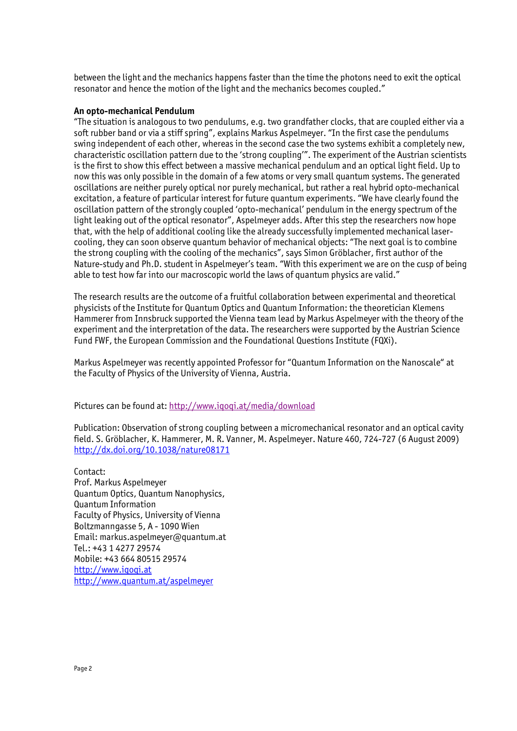between the light and the mechanics happens faster than the time the photons need to exit the optical resonator and hence the motion of the light and the mechanics becomes coupled."

**An opto-mechanical Pendulum**

"The situation is analogous to two pendulums, e.g. two grandfather clocks, that are coupled either via a soft rubber band or via a stiff spring", explains Markus Aspelmeyer. "In the first case the pendulums swing independent of each other, whereas in the second case the two systems exhibit a completely new, characteristic oscillation pattern due to the 'strong coupling'". The experiment of the Austrian scientists is the first to show this effect between a massive mechanical pendulum and an optical light field. Up to now this was only possible in the domain of a few atoms or very small quantum systems. The generated oscillations are neither purely optical nor purely mechanical, but rather a real hybrid opto-mechanical excitation, a feature of particular interest for future quantum experiments. "We have clearly found the oscillation pattern of the strongly coupled 'opto-mechanical' pendulum in the energy spectrum of the light leaking out of the optical resonator", Aspelmeyer adds. After this step the researchers now hope that, with the help of additional cooling like the already successfully implemented mechanical laser-cooling, they can soon observe quantum behavior of mechanical objects: "The next goal is to combine the strong coupling with the cooling of the mechanics", says Simon Gröblacher, first author of the Nature-study and Ph.D. student in Aspelmeyer's team. "With this experiment we are on the cusp of being able to test how far into our macroscopic world the laws of quantum physics are valid."

The research results are the outcome of a fruitful collaboration between experimental and theoretical physicists of the Institute for Quantum Optics and Quantum Information: the theoretician Klemens Hammerer from Innsbruck supported the Vienna team lead by Markus Aspelmeyer with the theory of the experiment and the interpretation of the data. The researchers were supported by the Austrian Science Fund FWF, the European Commission and the Foundational Questions Institute (FQXi).

Markus Aspelmeyer was recently appointed Professor for "Quantum Information on the Nanoscale" at the Faculty of Physics of the University of Vienna, Austria.

Pictures can be found at: http://www.iqoqi.at/media/download

Publication: Observation of strong coupling between a micromechanical resonator and an optical cavity field. S. Gröblacher, K. Hammerer, M. R. Vanner, M. Aspelmeyer. Nature 460, 724-727 (6 August 2009)
http://dx.doi.org/10.1038/nature08171

Contact:
Prof. Markus Aspelmeyer
Quantum Optics, Quantum Nanophysics,
Quantum Information
Faculty of Physics, University of Vienna
Boltzmanngasse 5, A - 1090 Wien
Email: markus.aspelmeyer@quantum.at
Tel.: +43 1 4277 29574
Mobile: +43 664 80515 29574
http://www.iqoqi.at
http://www.quantum.at/aspelmeyer